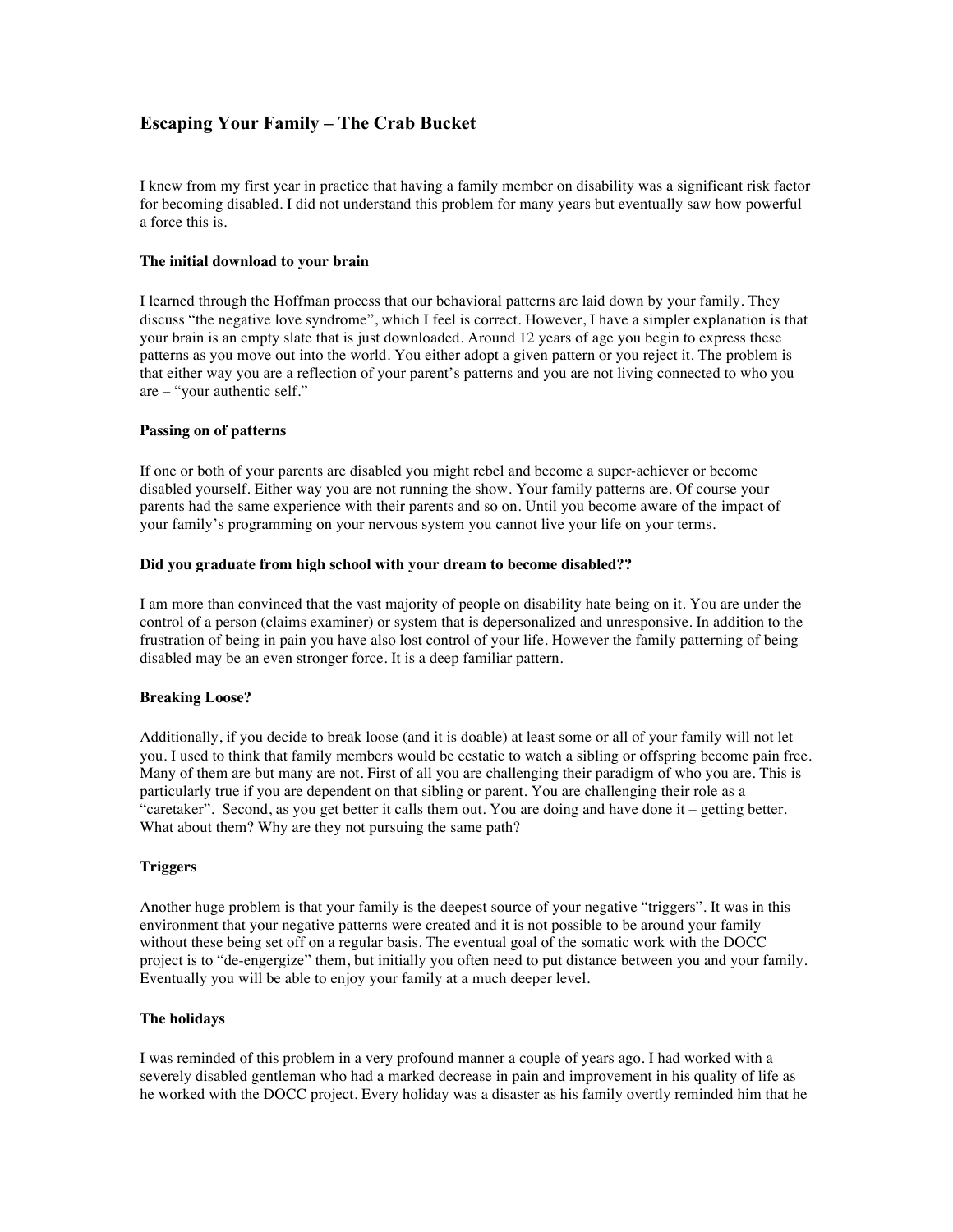# Escaping Your Family – The Crab Bucket

I knew from my first year in practice that having a family member on disability was a significant risk factor for becoming disabled. I did not understand this problem for many years but eventually saw how powerful a force this is.

### The initial download to your brain

I learned through the Hoffman process that our behavioral patterns are laid down by your family. They discuss "the negative love syndrome", which I feel is correct. However, I have a simpler explanation is that your brain is an empty slate that is just downloaded. Around 12 years of age you begin to express these patterns as you move out into the world. You either adopt a given pattern or you reject it. The problem is that either way you are a reflection of your parent's patterns and you are not living connected to who you are – "your authentic self."

### Passing on of patterns

If one or both of your parents are disabled you might rebel and become a super-achiever or become disabled yourself. Either way you are not running the show. Your family patterns are. Of course your parents had the same experience with their parents and so on. Until you become aware of the impact of your family's programming on your nervous system you cannot live your life on your terms.

### Did you graduate from high school with your dream to become disabled??

I am more than convinced that the vast majority of people on disability hate being on it. You are under the control of a person (claims examiner) or system that is depersonalized and unresponsive. In addition to the frustration of being in pain you have also lost control of your life. However the family patterning of being disabled may be an even stronger force. It is a deep familiar pattern.

### Breaking Loose?

Additionally, if you decide to break loose (and it is doable) at least some or all of your family will not let you. I used to think that family members would be ecstatic to watch a sibling or offspring become pain free. Many of them are but many are not. First of all you are challenging their paradigm of who you are. This is particularly true if you are dependent on that sibling or parent. You are challenging their role as a "caretaker". Second, as you get better it calls them out. You are doing and have done it – getting better. What about them? Why are they not pursuing the same path?

### Triggers

Another huge problem is that your family is the deepest source of your negative "triggers". It was in this environment that your negative patterns were created and it is not possible to be around your family without these being set off on a regular basis. The eventual goal of the somatic work with the DOCC project is to "de-engergize" them, but initially you often need to put distance between you and your family. Eventually you will be able to enjoy your family at a much deeper level.

### The holidays

I was reminded of this problem in a very profound manner a couple of years ago. I had worked with a severely disabled gentleman who had a marked decrease in pain and improvement in his quality of life as he worked with the DOCC project. Every holiday was a disaster as his family overtly reminded him that he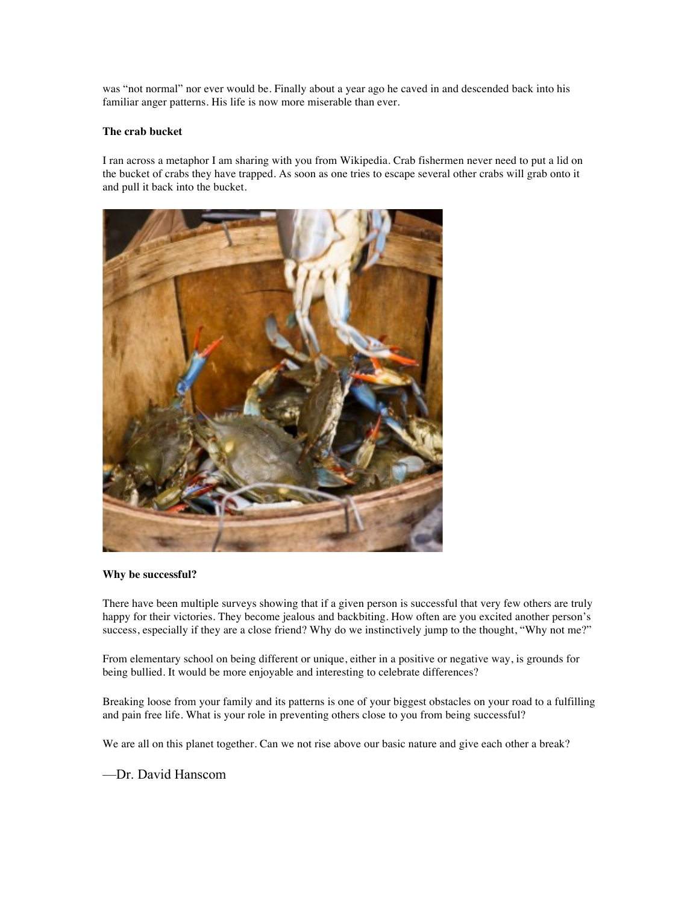was "not normal" nor ever would be. Finally about a year ago he caved in and descended back into his familiar anger patterns. His life is now more miserable than ever.

**The crab bucket**

I ran across a metaphor I am sharing with you from Wikipedia. Crab fishermen never need to put a lid on the bucket of crabs they have trapped. As soon as one tries to escape several other crabs will grab onto it and pull it back into the bucket.

**Why be successful?**

There have been multiple surveys showing that if a given person is successful that very few others are truly happy for their victories. They become jealous and backbiting. How often are you excited another person's success, especially if they are a close friend? Why do we instinctively jump to the thought, "Why not me?"

From elementary school on being different or unique, either in a positive or negative way, is grounds for being bullied. It would be more enjoyable and interesting to celebrate differences?

Breaking loose from your family and its patterns is one of your biggest obstacles on your road to a fulfilling and pain free life. What is your role in preventing others close to you from being successful?

We are all on this planet together. Can we not rise above our basic nature and give each other a break?

—Dr. David Hanscom